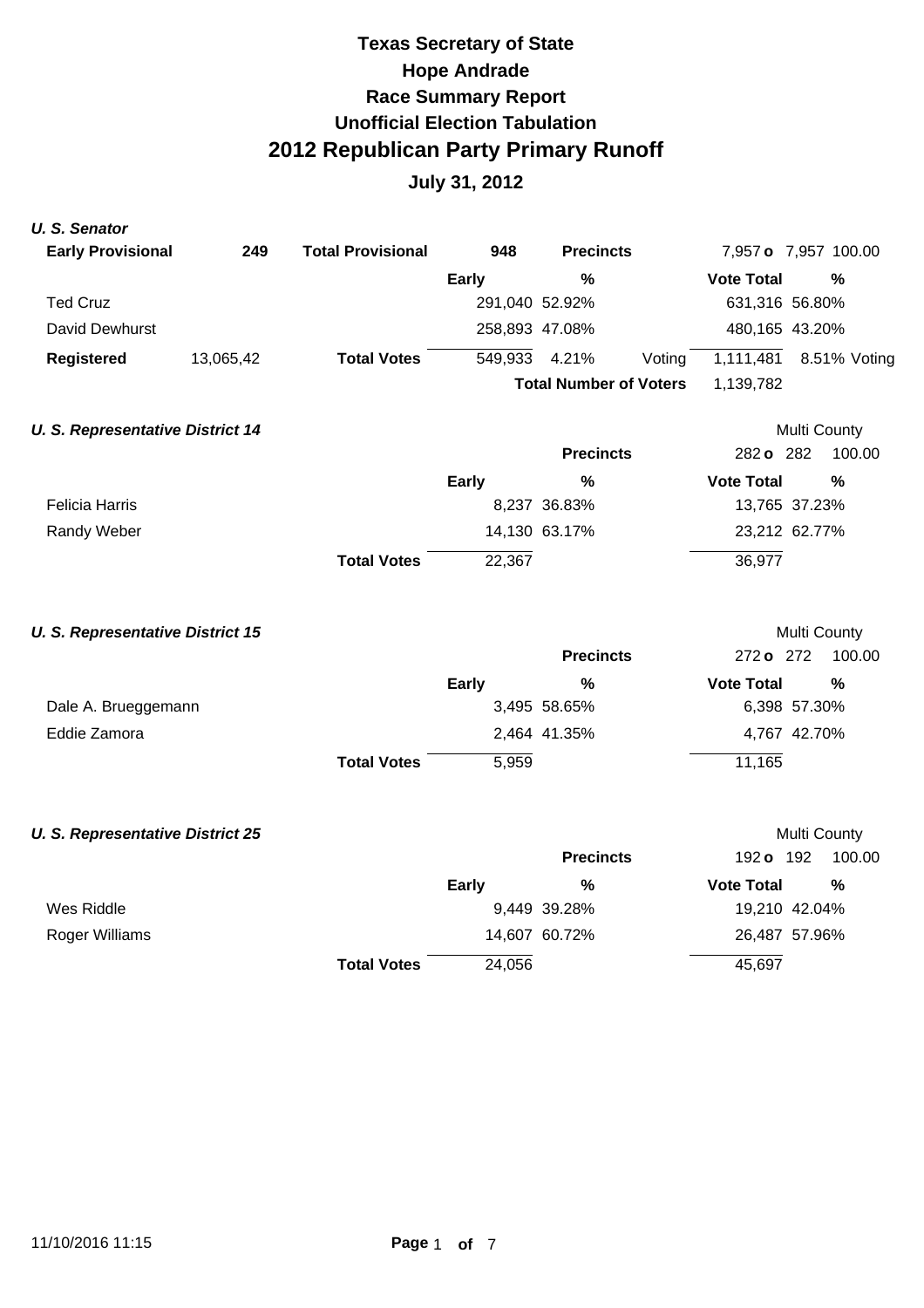# Texas Secretary of State
## Hope Andrade
## Race Summary Report
## Unofficial Election Tabulation
# 2012 Republican Party Primary Runoff
## July 31, 2012

### *U. S. Senator*

| **Early Provisional** | **249** | **Total Provisional** | **948** | **Precincts** | | 7,957 **o** 7,957 100.00 | |
|---|---|---|---|---|---|---|---|
| | | | **Early** | **%** | | **Vote Total** | **%** |
| Ted Cruz | | | 291,040 | 52.92% | | 631,316 | 56.80% |
| David Dewhurst | | | 258,893 | 47.08% | | 480,165 | 43.20% |
| **Registered** | 13,065,42 | **Total Votes** | 549,933 | 4.21% | Voting | 1,111,481 | 8.51% Voting |
| | | | | **Total Number of Voters** | | 1,139,782 | |

### *U. S. Representative District 14*

Multi County

| | | **Precincts** | 282 **o** 282 | 100.00 |
|---|---|---|---|---|
| | **Early** | **%** | **Vote Total** | **%** |
| Felicia Harris | 8,237 | 36.83% | 13,765 | 37.23% |
| Randy Weber | 14,130 | 63.17% | 23,212 | 62.77% |
| **Total Votes** | 22,367 | | 36,977 | |

### *U. S. Representative District 15*

Multi County

| | | **Precincts** | 272 **o** 272 | 100.00 |
|---|---|---|---|---|
| | **Early** | **%** | **Vote Total** | **%** |
| Dale A. Brueggemann | 3,495 | 58.65% | 6,398 | 57.30% |
| Eddie Zamora | 2,464 | 41.35% | 4,767 | 42.70% |
| **Total Votes** | 5,959 | | 11,165 | |

### *U. S. Representative District 25*

Multi County

| | | **Precincts** | 192 **o** 192 | 100.00 |
|---|---|---|---|---|
| | **Early** | **%** | **Vote Total** | **%** |
| Wes Riddle | 9,449 | 39.28% | 19,210 | 42.04% |
| Roger Williams | 14,607 | 60.72% | 26,487 | 57.96% |
| **Total Votes** | 24,056 | | 45,697 | |

11/10/2016 11:15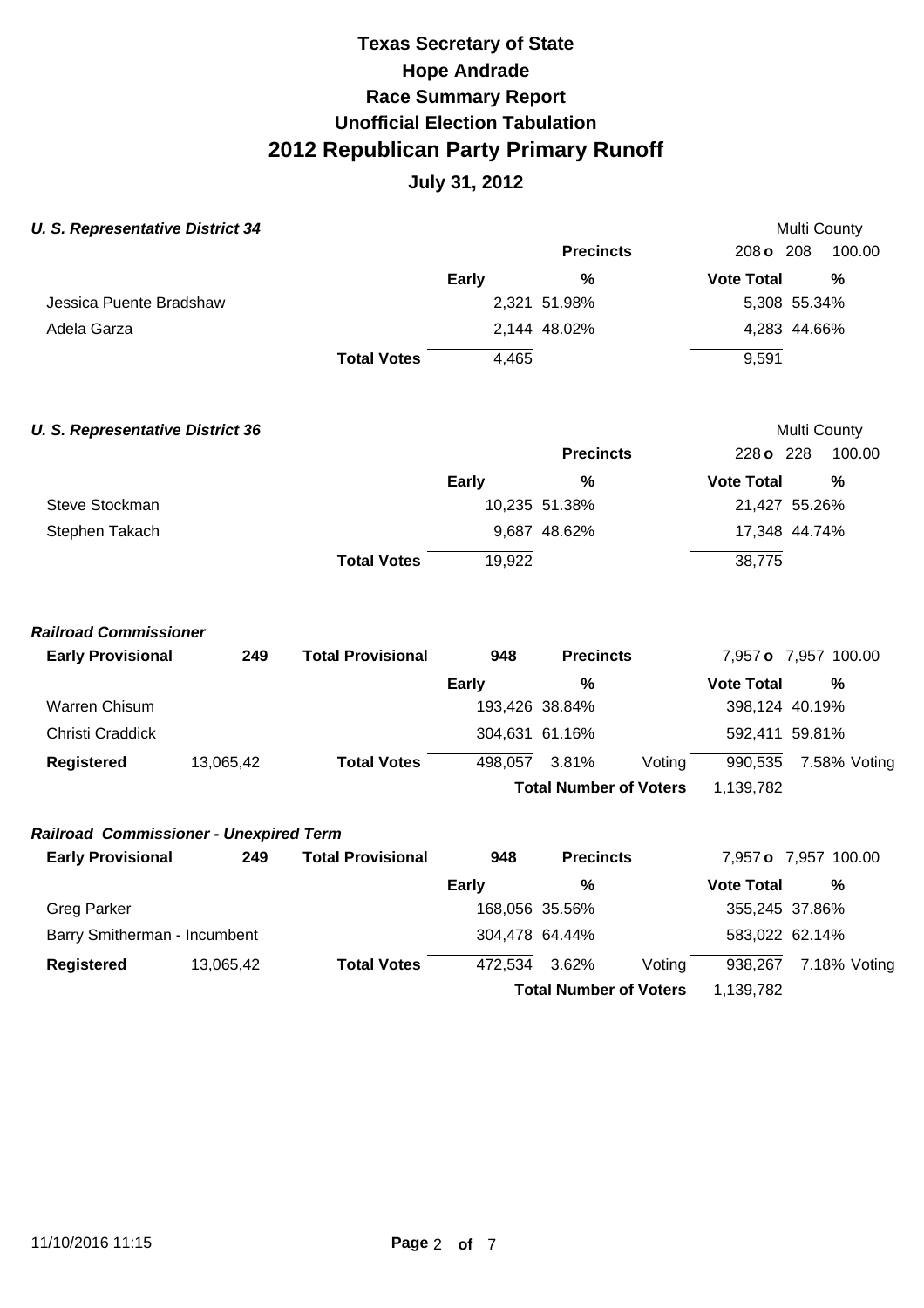# Texas Secretary of State
# Hope Andrade
# Race Summary Report
# Unofficial Election Tabulation
# 2012 Republican Party Primary Runoff
## July 31, 2012

### *U. S. Representative District 34*

Multi County

| | | Precincts | 208 o 208 | 100.00 |
|---|---|---|---|---|
| | **Early** | **%** | **Vote Total** | **%** |
| Jessica Puente Bradshaw | 2,321 | 51.98% | 5,308 | 55.34% |
| Adela Garza | 2,144 | 48.02% | 4,283 | 44.66% |
| **Total Votes** | 4,465 | | 9,591 | |

### *U. S. Representative District 36*

Multi County

| | | Precincts | 228 o 228 | 100.00 |
|---|---|---|---|---|
| | **Early** | **%** | **Vote Total** | **%** |
| Steve Stockman | 10,235 | 51.38% | 21,427 | 55.26% |
| Stephen Takach | 9,687 | 48.62% | 17,348 | 44.74% |
| **Total Votes** | 19,922 | | 38,775 | |

### *Railroad Commissioner*

| **Early Provisional** | **249** | **Total Provisional** | **948** | **Precincts** | | 7,957 o 7,957 | 100.00 |
|---|---|---|---|---|---|---|---|
| | | | **Early** | **%** | | **Vote Total** | **%** |
| Warren Chisum | | | 193,426 | 38.84% | | 398,124 | 40.19% |
| Christi Craddick | | | 304,631 | 61.16% | | 592,411 | 59.81% |
| **Registered** | 13,065,42 | **Total Votes** | 498,057 | 3.81% | Voting | 990,535 | 7.58% Voting |
| | | | | **Total Number of Voters** | | 1,139,782 | |

### *Railroad Commissioner - Unexpired Term*

| **Early Provisional** | **249** | **Total Provisional** | **948** | **Precincts** | | 7,957 o 7,957 | 100.00 |
|---|---|---|---|---|---|---|---|
| | | | **Early** | **%** | | **Vote Total** | **%** |
| Greg Parker | | | 168,056 | 35.56% | | 355,245 | 37.86% |
| Barry Smitherman - Incumbent | | | 304,478 | 64.44% | | 583,022 | 62.14% |
| **Registered** | 13,065,42 | **Total Votes** | 472,534 | 3.62% | Voting | 938,267 | 7.18% Voting |
| | | | | **Total Number of Voters** | | 1,139,782 | |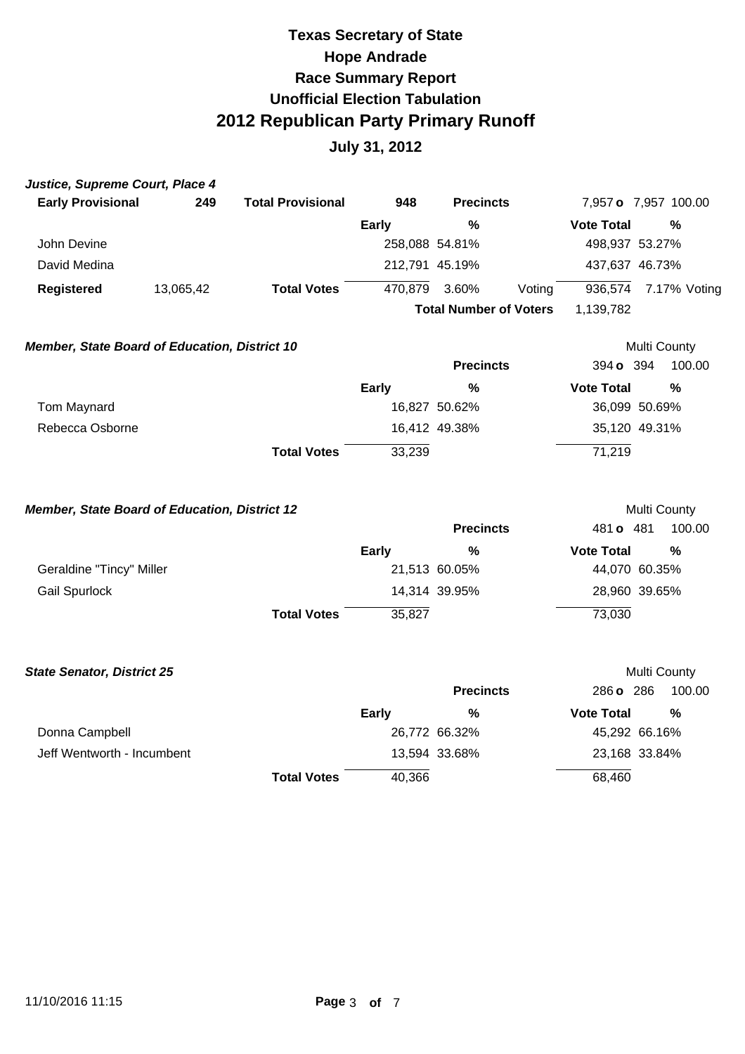# Texas Secretary of State
# Hope Andrade
## Race Summary Report
## Unofficial Election Tabulation
# 2012 Republican Party Primary Runoff
## July 31, 2012

### *Justice, Supreme Court, Place 4*

| **Early Provisional** | **249** | **Total Provisional** | **948** | **Precincts** | | 7,957 **o** 7,957 | 100.00 |
|---|---|---|---|---|---|---|---|
| | | | **Early** | **%** | | **Vote Total** | **%** |
| John Devine | | | 258,088 | 54.81% | | 498,937 | 53.27% |
| David Medina | | | 212,791 | 45.19% | | 437,637 | 46.73% |
| **Registered** | 13,065,42 | **Total Votes** | 470,879 | 3.60% | Voting | 936,574 | 7.17% Voting |
| | | | | **Total Number of Voters** | | 1,139,782 | |

### *Member, State Board of Education, District 10*

Multi County

| | | **Precincts** | 394 **o** 394 | 100.00 |
|---|---|---|---|---|
| | **Early** | **%** | **Vote Total** | **%** |
| Tom Maynard | 16,827 | 50.62% | 36,099 | 50.69% |
| Rebecca Osborne | 16,412 | 49.38% | 35,120 | 49.31% |
| **Total Votes** | 33,239 | | 71,219 | |

### *Member, State Board of Education, District 12*

Multi County

| | | **Precincts** | 481 **o** 481 | 100.00 |
|---|---|---|---|---|
| | **Early** | **%** | **Vote Total** | **%** |
| Geraldine "Tincy" Miller | 21,513 | 60.05% | 44,070 | 60.35% |
| Gail Spurlock | 14,314 | 39.95% | 28,960 | 39.65% |
| **Total Votes** | 35,827 | | 73,030 | |

### *State Senator, District 25*

Multi County

| | | **Precincts** | 286 **o** 286 | 100.00 |
|---|---|---|---|---|
| | **Early** | **%** | **Vote Total** | **%** |
| Donna Campbell | 26,772 | 66.32% | 45,292 | 66.16% |
| Jeff Wentworth - Incumbent | 13,594 | 33.68% | 23,168 | 33.84% |
| **Total Votes** | 40,366 | | 68,460 | |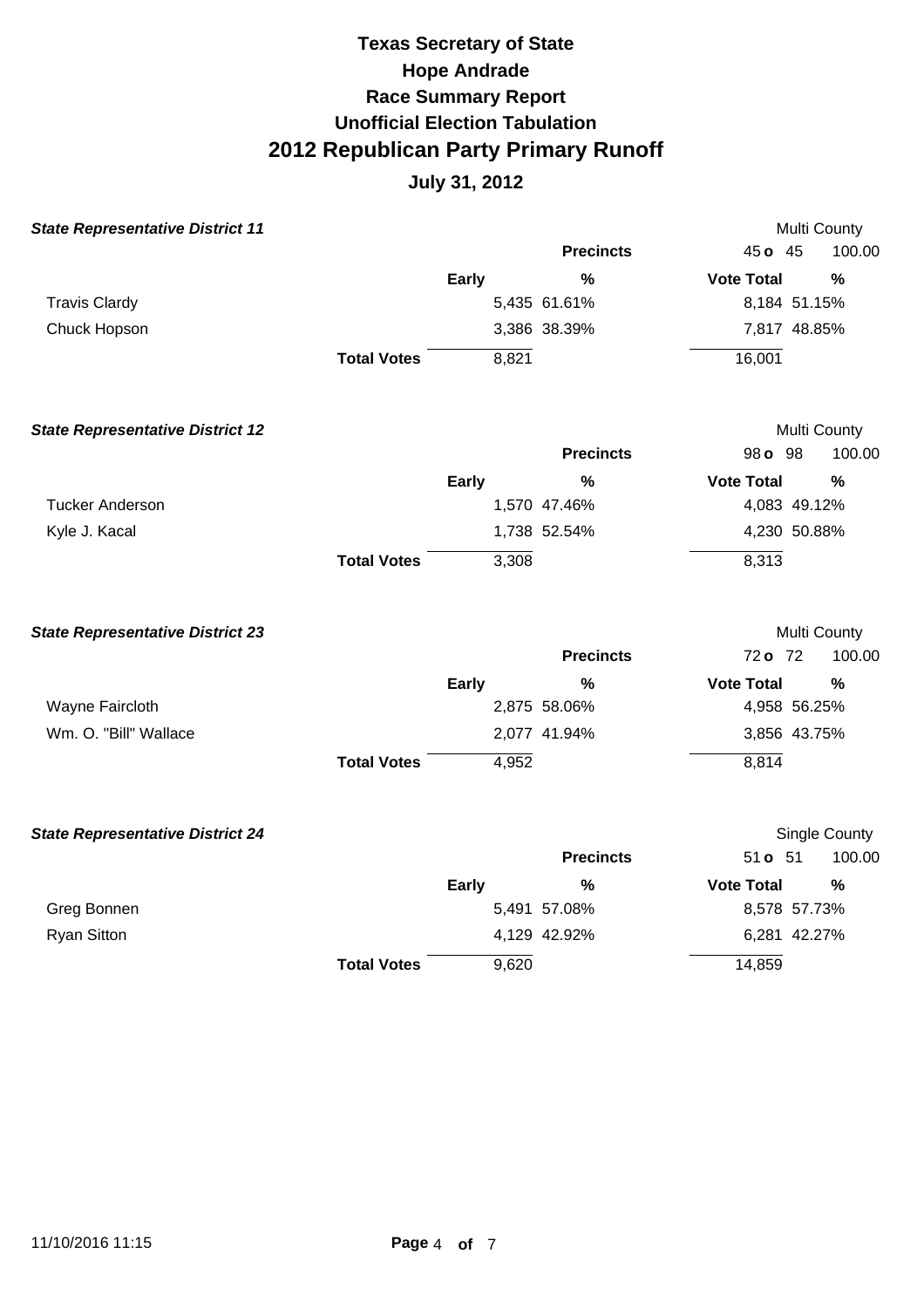# Texas Secretary of State
## Hope Andrade
## Race Summary Report
## Unofficial Election Tabulation
# 2012 Republican Party Primary Runoff
## July 31, 2012

***State Representative District 11*** — Multi County

Precincts: 45 o 45 — 100.00

| | Early | % | Vote Total | % |
|---|---|---|---|---|
| Travis Clardy | 5,435 | 61.61% | 8,184 | 51.15% |
| Chuck Hopson | 3,386 | 38.39% | 7,817 | 48.85% |
| **Total Votes** | 8,821 | | 16,001 | |

***State Representative District 12*** — Multi County

Precincts: 98 o 98 — 100.00

| | Early | % | Vote Total | % |
|---|---|---|---|---|
| Tucker Anderson | 1,570 | 47.46% | 4,083 | 49.12% |
| Kyle J. Kacal | 1,738 | 52.54% | 4,230 | 50.88% |
| **Total Votes** | 3,308 | | 8,313 | |

***State Representative District 23*** — Multi County

Precincts: 72 o 72 — 100.00

| | Early | % | Vote Total | % |
|---|---|---|---|---|
| Wayne Faircloth | 2,875 | 58.06% | 4,958 | 56.25% |
| Wm. O. "Bill" Wallace | 2,077 | 41.94% | 3,856 | 43.75% |
| **Total Votes** | 4,952 | | 8,814 | |

***State Representative District 24*** — Single County

Precincts: 51 o 51 — 100.00

| | Early | % | Vote Total | % |
|---|---|---|---|---|
| Greg Bonnen | 5,491 | 57.08% | 8,578 | 57.73% |
| Ryan Sitton | 4,129 | 42.92% | 6,281 | 42.27% |
| **Total Votes** | 9,620 | | 14,859 | |

11/10/2016 11:15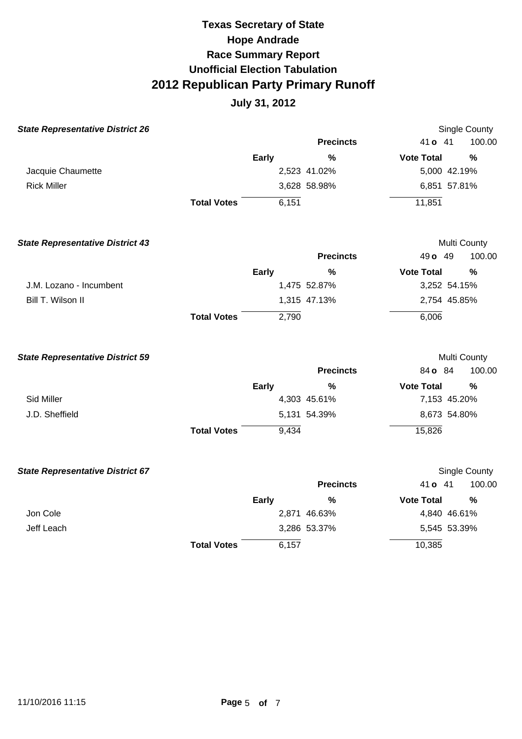# Texas Secretary of State
## Hope Andrade
## Race Summary Report
## Unofficial Election Tabulation
# 2012 Republican Party Primary Runoff
## July 31, 2012

***State Representative District 26*** — Single County

| | Early | % | Vote Total | % |
|---|---|---|---|---|
| | | **Precincts** | 41 **o** 41 | 100.00 |
| Jacquie Chaumette | 2,523 | 41.02% | 5,000 | 42.19% |
| Rick Miller | 3,628 | 58.98% | 6,851 | 57.81% |
| **Total Votes** | 6,151 | | 11,851 | |

***State Representative District 43*** — Multi County

| | Early | % | Vote Total | % |
|---|---|---|---|---|
| | | **Precincts** | 49 **o** 49 | 100.00 |
| J.M. Lozano - Incumbent | 1,475 | 52.87% | 3,252 | 54.15% |
| Bill T. Wilson II | 1,315 | 47.13% | 2,754 | 45.85% |
| **Total Votes** | 2,790 | | 6,006 | |

***State Representative District 59*** — Multi County

| | Early | % | Vote Total | % |
|---|---|---|---|---|
| | | **Precincts** | 84 **o** 84 | 100.00 |
| Sid Miller | 4,303 | 45.61% | 7,153 | 45.20% |
| J.D. Sheffield | 5,131 | 54.39% | 8,673 | 54.80% |
| **Total Votes** | 9,434 | | 15,826 | |

***State Representative District 67*** — Single County

| | Early | % | Vote Total | % |
|---|---|---|---|---|
| | | **Precincts** | 41 **o** 41 | 100.00 |
| Jon Cole | 2,871 | 46.63% | 4,840 | 46.61% |
| Jeff Leach | 3,286 | 53.37% | 5,545 | 53.39% |
| **Total Votes** | 6,157 | | 10,385 | |

11/10/2016 11:15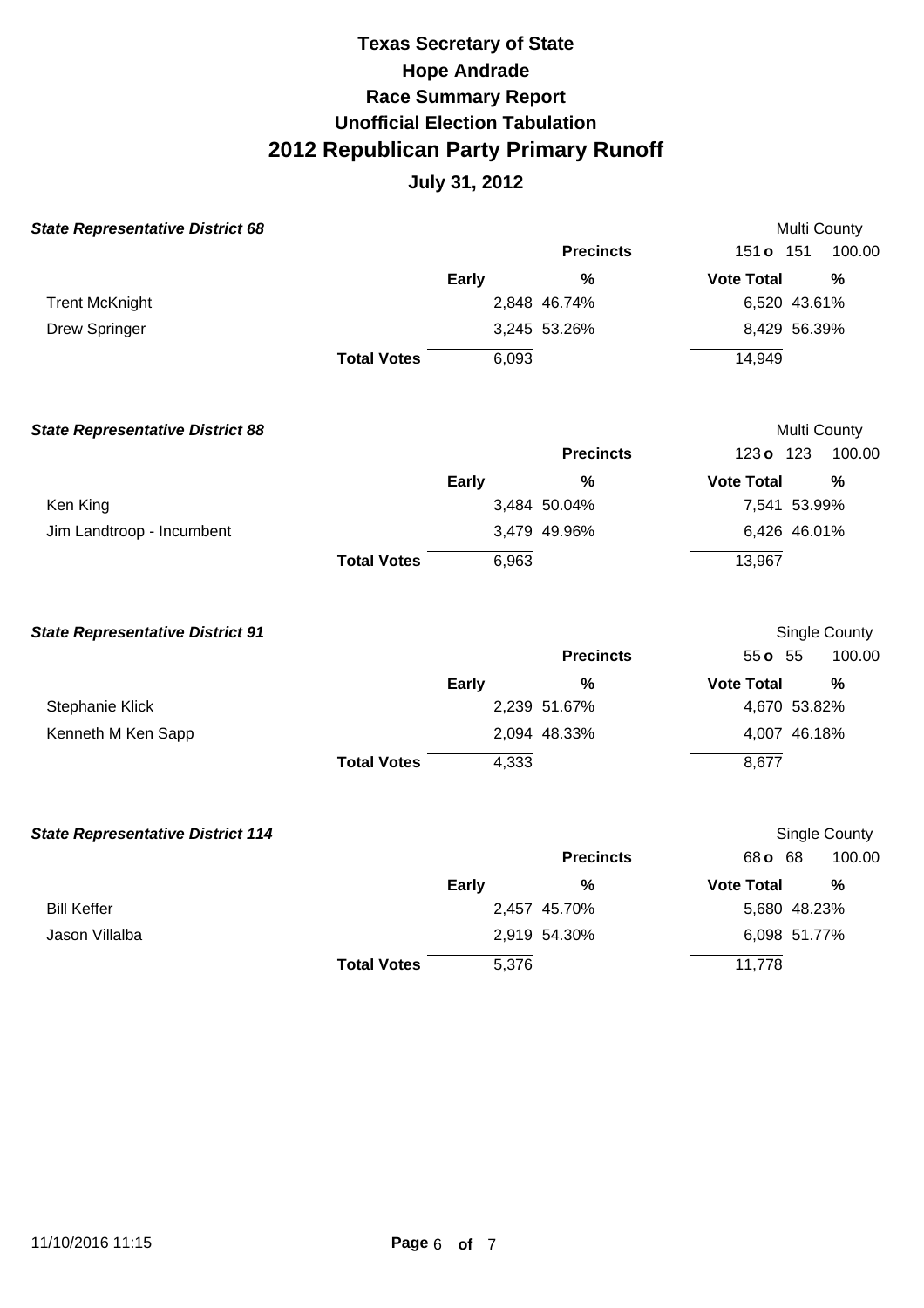# Texas Secretary of State
# Hope Andrade
# Race Summary Report
# Unofficial Election Tabulation
# 2012 Republican Party Primary Runoff

**July 31, 2012**

***State Representative District 68*** — Multi County

| | Early | % | Vote Total | % |
|---|---|---|---|---|
| Precincts | | | 151 o 151 | 100.00 |
| Trent McKnight | 2,848 | 46.74% | 6,520 | 43.61% |
| Drew Springer | 3,245 | 53.26% | 8,429 | 56.39% |
| **Total Votes** | 6,093 | | 14,949 | |

***State Representative District 88*** — Multi County

| | Early | % | Vote Total | % |
|---|---|---|---|---|
| Precincts | | | 123 o 123 | 100.00 |
| Ken King | 3,484 | 50.04% | 7,541 | 53.99% |
| Jim Landtroop - Incumbent | 3,479 | 49.96% | 6,426 | 46.01% |
| **Total Votes** | 6,963 | | 13,967 | |

***State Representative District 91*** — Single County

| | Early | % | Vote Total | % |
|---|---|---|---|---|
| Precincts | | | 55 o 55 | 100.00 |
| Stephanie Klick | 2,239 | 51.67% | 4,670 | 53.82% |
| Kenneth M Ken Sapp | 2,094 | 48.33% | 4,007 | 46.18% |
| **Total Votes** | 4,333 | | 8,677 | |

***State Representative District 114*** — Single County

| | Early | % | Vote Total | % |
|---|---|---|---|---|
| Precincts | | | 68 o 68 | 100.00 |
| Bill Keffer | 2,457 | 45.70% | 5,680 | 48.23% |
| Jason Villalba | 2,919 | 54.30% | 6,098 | 51.77% |
| **Total Votes** | 5,376 | | 11,778 | |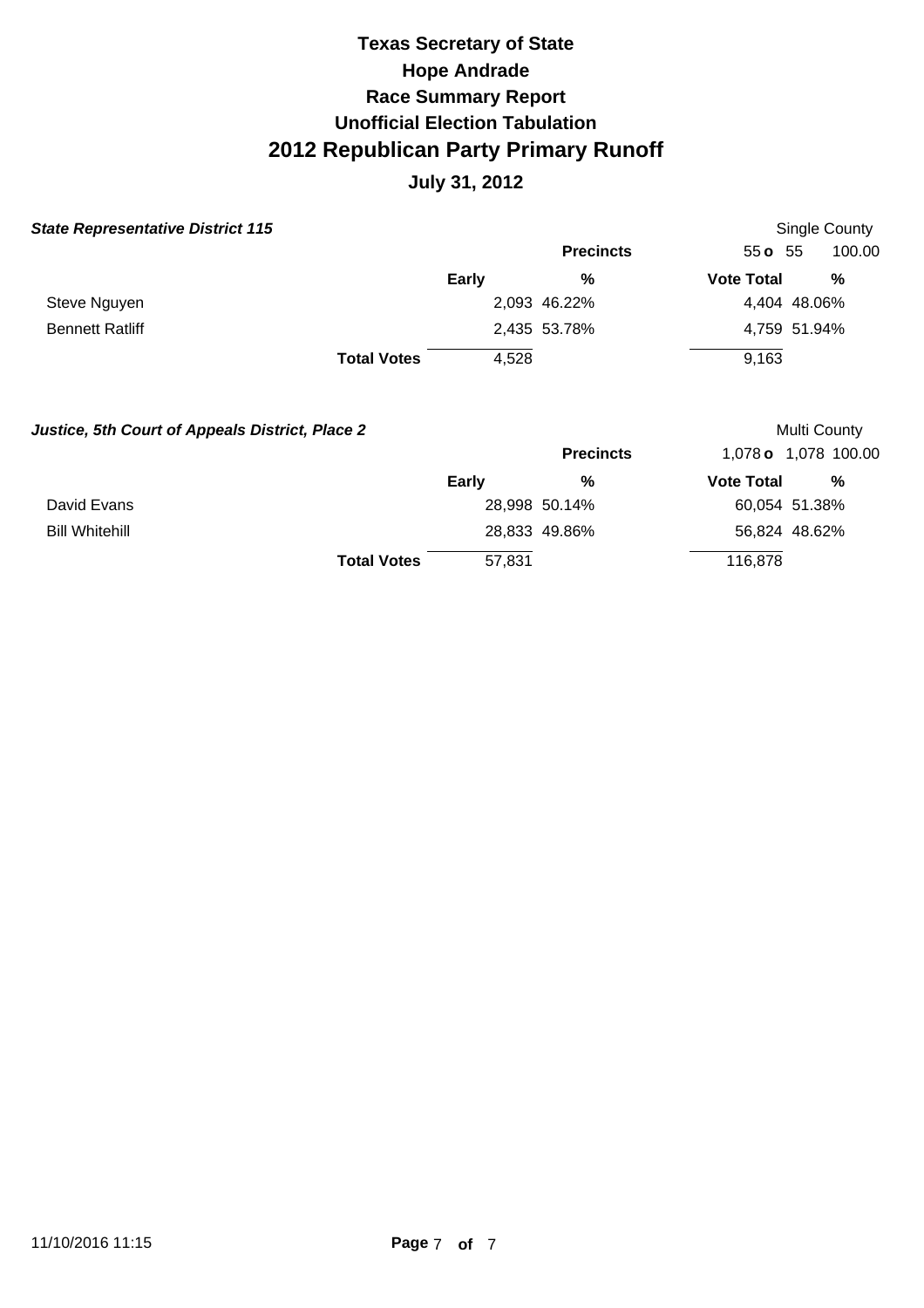# Texas Secretary of State
# Hope Andrade
# Race Summary Report
# Unofficial Election Tabulation
# 2012 Republican Party Primary Runoff
## July 31, 2012

***State Representative District 115*** — Single County

| | Early | % | Vote Total | % |
|---|---|---|---|---|
| | | **Precincts** | 55 **o** 55 | 100.00 |
| Steve Nguyen | 2,093 | 46.22% | 4,404 | 48.06% |
| Bennett Ratliff | 2,435 | 53.78% | 4,759 | 51.94% |
| **Total Votes** | 4,528 | | 9,163 | |

***Justice, 5th Court of Appeals District, Place 2*** — Multi County

| | Early | % | Vote Total | % |
|---|---|---|---|---|
| | | **Precincts** | 1,078 **o** 1,078 | 100.00 |
| David Evans | 28,998 | 50.14% | 60,054 | 51.38% |
| Bill Whitehill | 28,833 | 49.86% | 56,824 | 48.62% |
| **Total Votes** | 57,831 | | 116,878 | |

11/10/2016 11:15